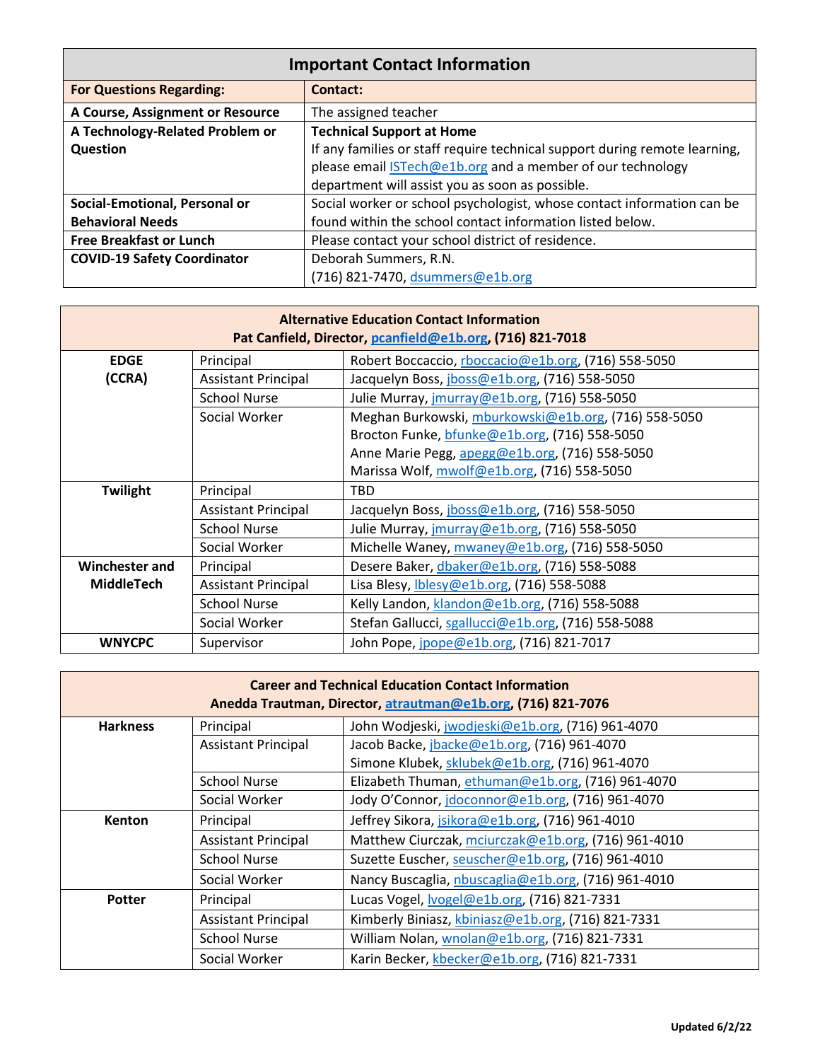| Important Contact Information | |
|---|---|
| **For Questions Regarding:** | **Contact:** |
| **A Course, Assignment or Resource** | The assigned teacher |
| **A Technology-Related Problem or Question** | **Technical Support at Home**<br>If any families or staff require technical support during remote learning, please email ISTech@e1b.org and a member of our technology department will assist you as soon as possible. |
| **Social-Emotional, Personal or Behavioral Needs** | Social worker or school psychologist, whose contact information can be found within the school contact information listed below. |
| **Free Breakfast or Lunch** | Please contact your school district of residence. |
| **COVID-19 Safety Coordinator** | Deborah Summers, R.N.<br>(716) 821-7470, dsummers@e1b.org |

| Alternative Education Contact Information<br>Pat Canfield, Director, pcanfield@e1b.org, (716) 821-7018 | | |
|---|---|---|
| **EDGE (CCRA)** | Principal | Robert Boccaccio, rboccacio@e1b.org, (716) 558-5050 |
| | Assistant Principal | Jacquelyn Boss, jboss@e1b.org, (716) 558-5050 |
| | School Nurse | Julie Murray, jmurray@e1b.org, (716) 558-5050 |
| | Social Worker | Meghan Burkowski, mburkowski@e1b.org, (716) 558-5050<br>Brocton Funke, bfunke@e1b.org, (716) 558-5050<br>Anne Marie Pegg, apegg@e1b.org, (716) 558-5050<br>Marissa Wolf, mwolf@e1b.org, (716) 558-5050 |
| **Twilight** | Principal | TBD |
| | Assistant Principal | Jacquelyn Boss, jboss@e1b.org, (716) 558-5050 |
| | School Nurse | Julie Murray, jmurray@e1b.org, (716) 558-5050 |
| | Social Worker | Michelle Waney, mwaney@e1b.org, (716) 558-5050 |
| **Winchester and MiddleTech** | Principal | Desere Baker, dbaker@e1b.org, (716) 558-5088 |
| | Assistant Principal | Lisa Blesy, lblesy@e1b.org, (716) 558-5088 |
| | School Nurse | Kelly Landon, klandon@e1b.org, (716) 558-5088 |
| | Social Worker | Stefan Gallucci, sgallucci@e1b.org, (716) 558-5088 |
| **WNYCPC** | Supervisor | John Pope, jpope@e1b.org, (716) 821-7017 |

| Career and Technical Education Contact Information<br>Anedda Trautman, Director, atrautman@e1b.org, (716) 821-7076 | | |
|---|---|---|
| **Harkness** | Principal | John Wodjeski, jwodjeski@e1b.org, (716) 961-4070 |
| | Assistant Principal | Jacob Backe, jbacke@e1b.org, (716) 961-4070<br>Simone Klubek, sklubek@e1b.org, (716) 961-4070 |
| | School Nurse | Elizabeth Thuman, ethuman@e1b.org, (716) 961-4070 |
| | Social Worker | Jody O'Connor, jdoconnor@e1b.org, (716) 961-4070 |
| **Kenton** | Principal | Jeffrey Sikora, jsikora@e1b.org, (716) 961-4010 |
| | Assistant Principal | Matthew Ciurczak, mciurczak@e1b.org, (716) 961-4010 |
| | School Nurse | Suzette Euscher, seuscher@e1b.org, (716) 961-4010 |
| | Social Worker | Nancy Buscaglia, nbuscaglia@e1b.org, (716) 961-4010 |
| **Potter** | Principal | Lucas Vogel, lvogel@e1b.org, (716) 821-7331 |
| | Assistant Principal | Kimberly Biniasz, kbiniasz@e1b.org, (716) 821-7331 |
| | School Nurse | William Nolan, wnolan@e1b.org, (716) 821-7331 |
| | Social Worker | Karin Becker, kbecker@e1b.org, (716) 821-7331 |

**Updated 6/2/22**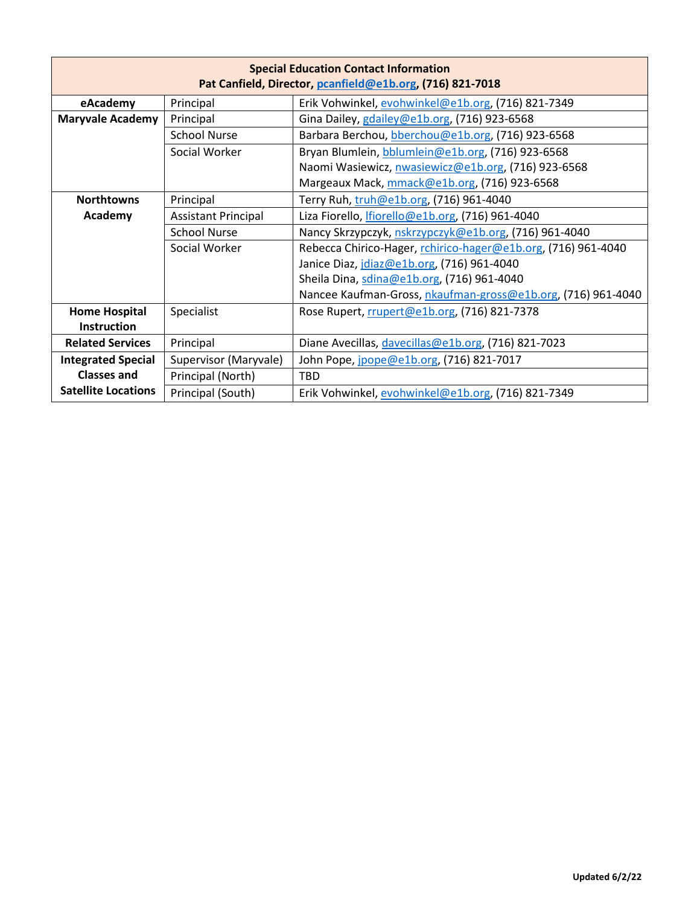| Special Education Contact Information<br>Pat Canfield, Director, pcanfield@e1b.org, (716) 821-7018 | | |
|---|---|---|
| **eAcademy** | Principal | Erik Vohwinkel, evohwinkel@e1b.org, (716) 821-7349 |
| **Maryvale Academy** | Principal | Gina Dailey, gdailey@e1b.org, (716) 923-6568 |
| | School Nurse | Barbara Berchou, bberchou@e1b.org, (716) 923-6568 |
| | Social Worker | Bryan Blumlein, bblumlein@e1b.org, (716) 923-6568<br>Naomi Wasiewicz, nwasiewicz@e1b.org, (716) 923-6568<br>Margeaux Mack, mmack@e1b.org, (716) 923-6568 |
| **Northtowns Academy** | Principal | Terry Ruh, truh@e1b.org, (716) 961-4040 |
| | Assistant Principal | Liza Fiorello, lfiorello@e1b.org, (716) 961-4040 |
| | School Nurse | Nancy Skrzypczyk, nskrzypczyk@e1b.org, (716) 961-4040 |
| | Social Worker | Rebecca Chirico-Hager, rchirico-hager@e1b.org, (716) 961-4040<br>Janice Diaz, jdiaz@e1b.org, (716) 961-4040<br>Sheila Dina, sdina@e1b.org, (716) 961-4040<br>Nancee Kaufman-Gross, nkaufman-gross@e1b.org, (716) 961-4040 |
| **Home Hospital Instruction** | Specialist | Rose Rupert, rrupert@e1b.org, (716) 821-7378 |
| **Related Services** | Principal | Diane Avecillas, davecillas@e1b.org, (716) 821-7023 |
| **Integrated Special Classes and Satellite Locations** | Supervisor (Maryvale) | John Pope, jpope@e1b.org, (716) 821-7017 |
| | Principal (North) | TBD |
| | Principal (South) | Erik Vohwinkel, evohwinkel@e1b.org, (716) 821-7349 |

**Updated 6/2/22**